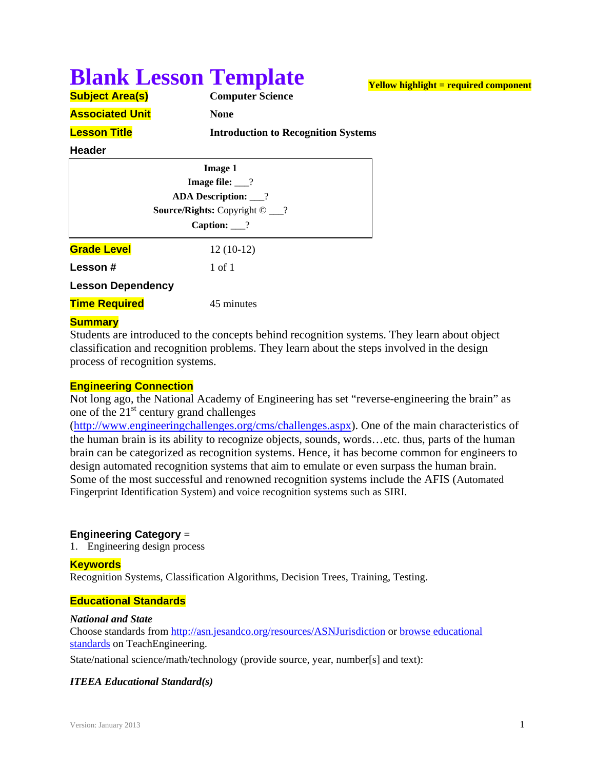# Blank Lesson Template

**Yellow highlight = required component**

**Subject Area(s)** **Computer Science**

**Associated Unit** **None**

**Lesson Title** **Introduction to Recognition Systems**

**Header**

| **Image 1** |
|---|
| **Image file:** ___? |
| **ADA Description:** ___? |
| **Source/Rights:** Copyright © ___? |
| **Caption:** ___? |

**Grade Level** 12 (10-12)

**Lesson #** 1 of 1

**Lesson Dependency**

**Time Required** 45 minutes

## Summary

Students are introduced to the concepts behind recognition systems. They learn about object classification and recognition problems. They learn about the steps involved in the design process of recognition systems.

## Engineering Connection

Not long ago, the National Academy of Engineering has set "reverse-engineering the brain" as one of the 21st century grand challenges (http://www.engineeringchallenges.org/cms/challenges.aspx). One of the main characteristics of the human brain is its ability to recognize objects, sounds, words…etc. thus, parts of the human brain can be categorized as recognition systems. Hence, it has become common for engineers to design automated recognition systems that aim to emulate or even surpass the human brain. Some of the most successful and renowned recognition systems include the AFIS (Automated Fingerprint Identification System) and voice recognition systems such as SIRI.

## Engineering Category =

1. Engineering design process

## Keywords

Recognition Systems, Classification Algorithms, Decision Trees, Training, Testing.

## Educational Standards

### *National and State*

Choose standards from http://asn.jesandco.org/resources/ASNJurisdiction or browse educational standards on TeachEngineering.

State/national science/math/technology (provide source, year, number[s] and text):

### *ITEEA Educational Standard(s)*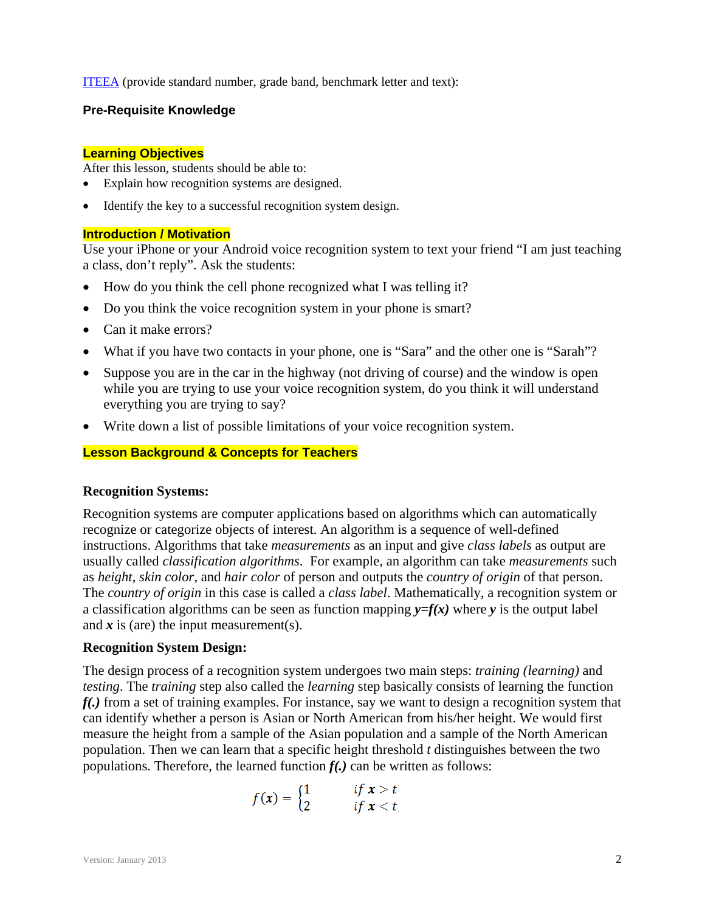[ITEEA](ITEEA) (provide standard number, grade band, benchmark letter and text):

**Pre-Requisite Knowledge**

## Learning Objectives

After this lesson, students should be able to:

- Explain how recognition systems are designed.
- Identify the key to a successful recognition system design.

## Introduction / Motivation

Use your iPhone or your Android voice recognition system to text your friend "I am just teaching a class, don't reply". Ask the students:

- How do you think the cell phone recognized what I was telling it?
- Do you think the voice recognition system in your phone is smart?
- Can it make errors?
- What if you have two contacts in your phone, one is "Sara" and the other one is "Sarah"?
- Suppose you are in the car in the highway (not driving of course) and the window is open while you are trying to use your voice recognition system, do you think it will understand everything you are trying to say?
- Write down a list of possible limitations of your voice recognition system.

## Lesson Background & Concepts for Teachers

### Recognition Systems:

Recognition systems are computer applications based on algorithms which can automatically recognize or categorize objects of interest. An algorithm is a sequence of well-defined instructions. Algorithms that take *measurements* as an input and give *class labels* as output are usually called *classification algorithms*. For example, an algorithm can take *measurements* such as *height*, *skin color*, and *hair color* of person and outputs the *country of origin* of that person. The *country of origin* in this case is called a *class label*. Mathematically, a recognition system or a classification algorithms can be seen as function mapping $\boldsymbol{y=f(x)}$ where $\boldsymbol{y}$ is the output label and $\boldsymbol{x}$ is (are) the input measurement(s).

### Recognition System Design:

The design process of a recognition system undergoes two main steps: *training (learning)* and *testing*. The *training* step also called the *learning* step basically consists of learning the function $\boldsymbol{f(.)}$ from a set of training examples. For instance, say we want to design a recognition system that can identify whether a person is Asian or North American from his/her height. We would first measure the height from a sample of the Asian population and a sample of the North American population. Then we can learn that a specific height threshold $t$ distinguishes between the two populations. Therefore, the learned function $\boldsymbol{f(.)}$ can be written as follows:

$$f(\boldsymbol{x}) = \begin{cases} 1 & if\ \boldsymbol{x} > t \\ 2 & if\ \boldsymbol{x} < t \end{cases}$$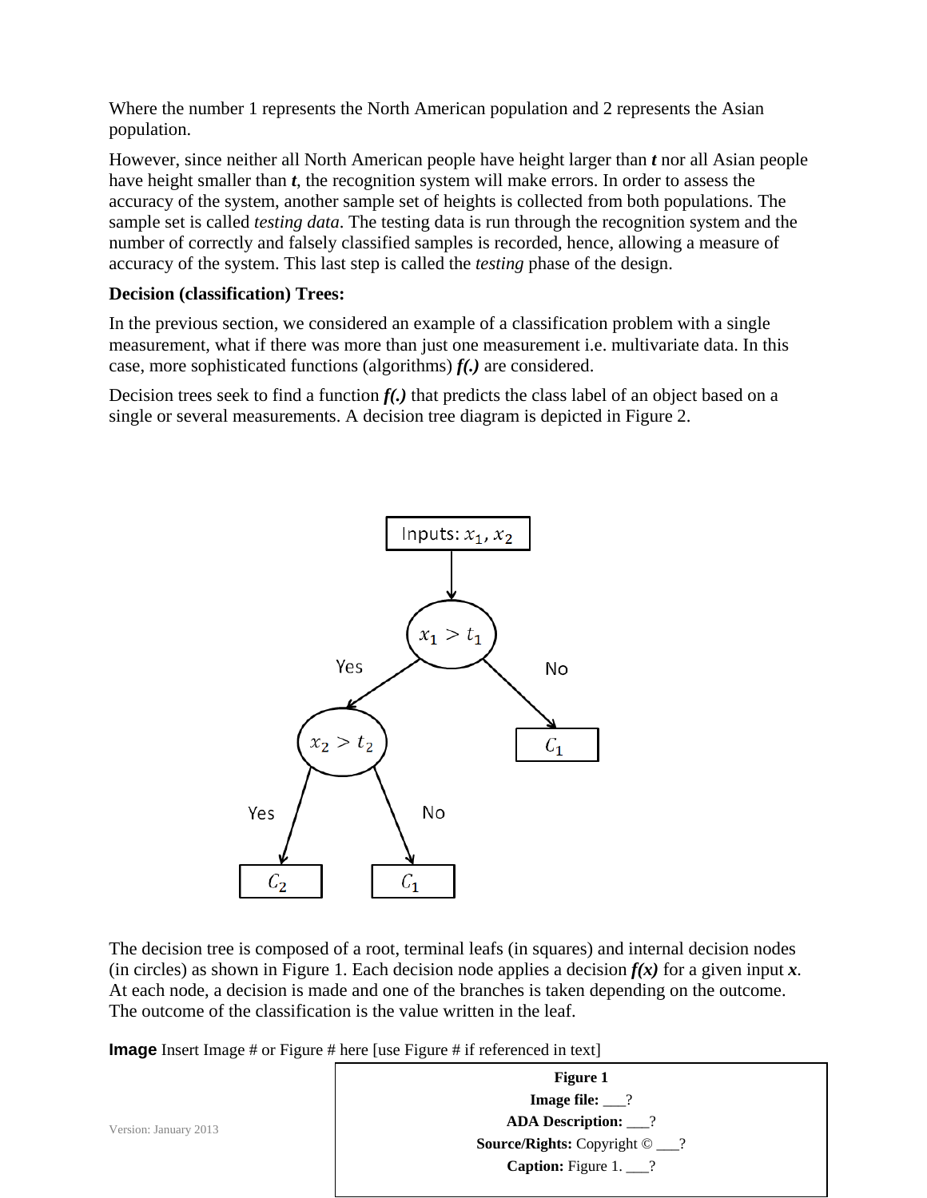Where the number 1 represents the North American population and 2 represents the Asian population.

However, since neither all North American people have height larger than ***t*** nor all Asian people have height smaller than ***t***, the recognition system will make errors. In order to assess the accuracy of the system, another sample set of heights is collected from both populations. The sample set is called *testing data*. The testing data is run through the recognition system and the number of correctly and falsely classified samples is recorded, hence, allowing a measure of accuracy of the system. This last step is called the *testing* phase of the design.

**Decision (classification) Trees:**

In the previous section, we considered an example of a classification problem with a single measurement, what if there was more than just one measurement i.e. multivariate data. In this case, more sophisticated functions (algorithms) ***f(.)*** are considered.

Decision trees seek to find a function ***f(.)*** that predicts the class label of an object based on a single or several measurements. A decision tree diagram is depicted in Figure 2.

The decision tree is composed of a root, terminal leafs (in squares) and internal decision nodes (in circles) as shown in Figure 1. Each decision node applies a decision ***f(x)*** for a given input ***x***. At each node, a decision is made and one of the branches is taken depending on the outcome. The outcome of the classification is the value written in the leaf.

**Image** Insert Image # or Figure # here [use Figure # if referenced in text]

| **Figure 1** |
|---|
| **Image file:** ___? |
| **ADA Description:** ___? |
| **Source/Rights:** Copyright © ___? |
| **Caption:** Figure 1. ___? |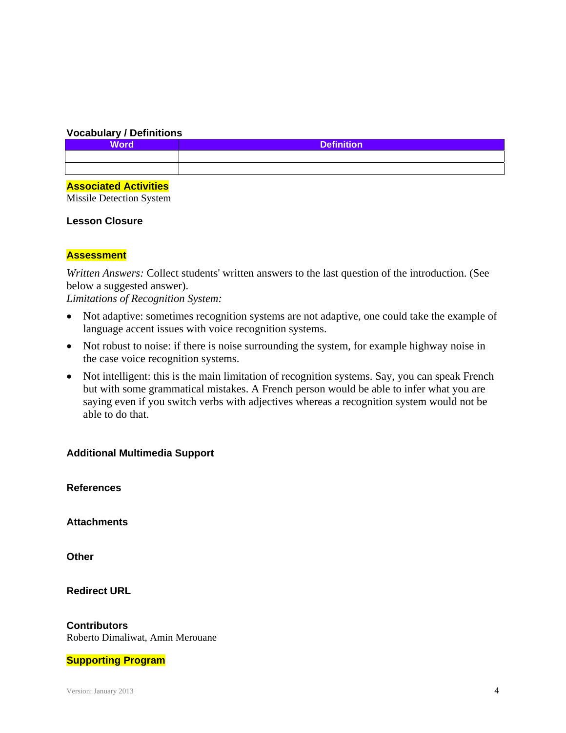### Vocabulary / Definitions

| Word | Definition |
|---|---|
| | |
| | |

### Associated Activities

Missile Detection System

### Lesson Closure

### Assessment

*Written Answers:* Collect students' written answers to the last question of the introduction. (See below a suggested answer).

*Limitations of Recognition System:*

- Not adaptive: sometimes recognition systems are not adaptive, one could take the example of language accent issues with voice recognition systems.
- Not robust to noise: if there is noise surrounding the system, for example highway noise in the case voice recognition systems.
- Not intelligent: this is the main limitation of recognition systems. Say, you can speak French but with some grammatical mistakes. A French person would be able to infer what you are saying even if you switch verbs with adjectives whereas a recognition system would not be able to do that.

### Additional Multimedia Support

### References

### Attachments

### Other

### Redirect URL

### Contributors

Roberto Dimaliwat, Amin Merouane

### Supporting Program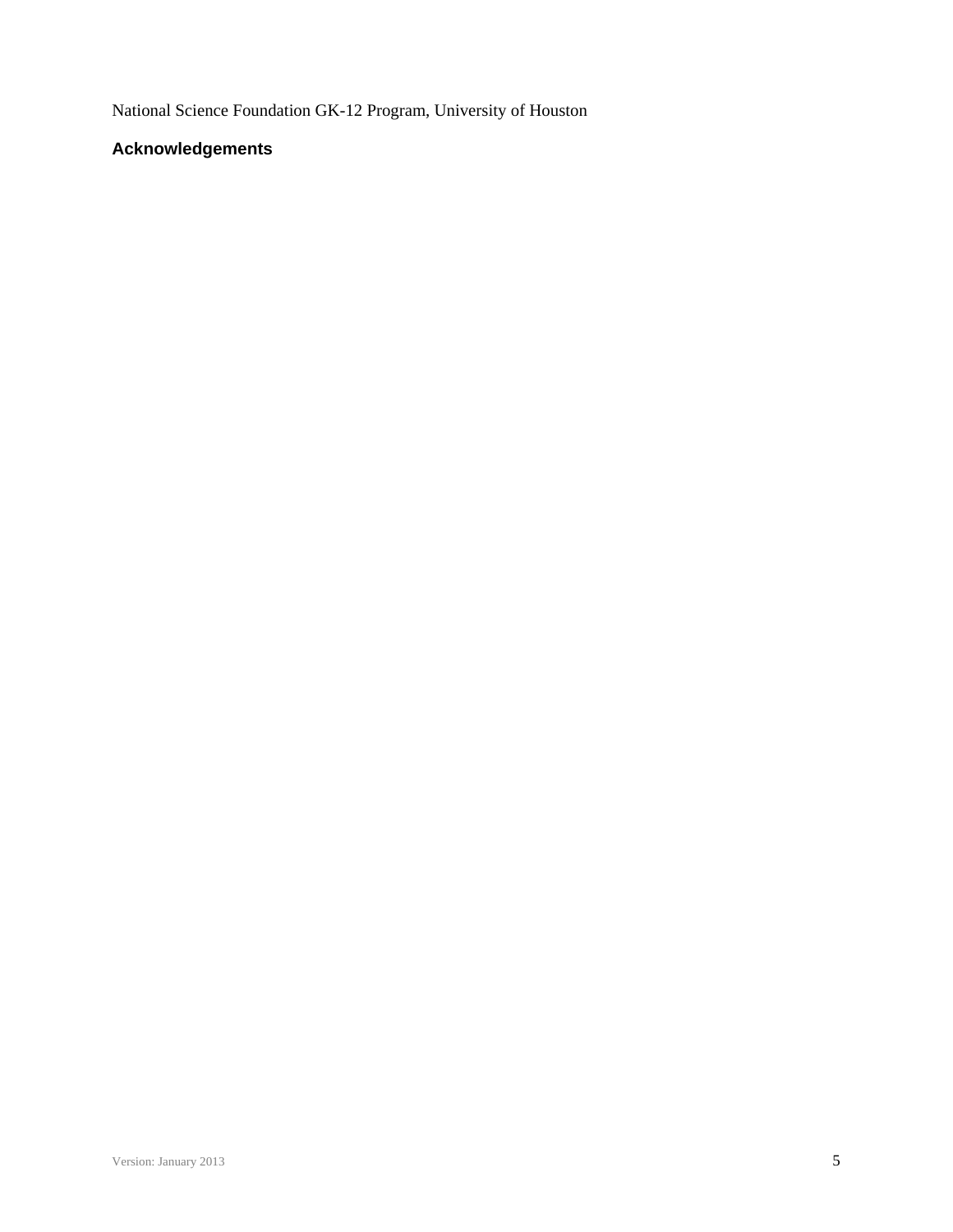National Science Foundation GK-12 Program, University of Houston

## Acknowledgements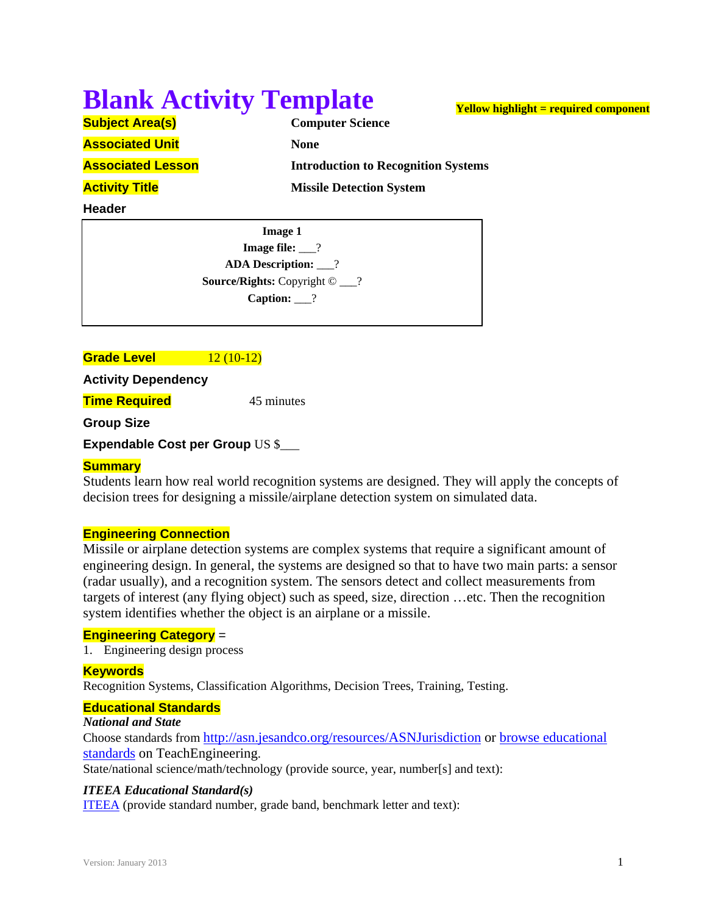# Blank Activity Template

**Yellow highlight = required component**

| | |
|---|---|
| **Subject Area(s)** | **Computer Science** |
| **Associated Unit** | **None** |
| **Associated Lesson** | **Introduction to Recognition Systems** |
| **Activity Title** | **Missile Detection System** |

**Header**

**Image 1**
**Image file:** ___?
**ADA Description:** ___?
**Source/Rights:** Copyright © ___?
**Caption:** ___?

**Grade Level** 12 (10-12)

**Activity Dependency**

**Time Required** 45 minutes

**Group Size**

**Expendable Cost per Group** US $___

## Summary

Students learn how real world recognition systems are designed. They will apply the concepts of decision trees for designing a missile/airplane detection system on simulated data.

## Engineering Connection

Missile or airplane detection systems are complex systems that require a significant amount of engineering design. In general, the systems are designed so that to have two main parts: a sensor (radar usually), and a recognition system. The sensors detect and collect measurements from targets of interest (any flying object) such as speed, size, direction …etc. Then the recognition system identifies whether the object is an airplane or a missile.

## Engineering Category =

1. Engineering design process

## Keywords

Recognition Systems, Classification Algorithms, Decision Trees, Training, Testing.

## Educational Standards

***National and State***

Choose standards from http://asn.jesandco.org/resources/ASNJurisdiction or browse educational standards on TeachEngineering.

State/national science/math/technology (provide source, year, number[s] and text):

***ITEEA Educational Standard(s)***

ITEEA (provide standard number, grade band, benchmark letter and text):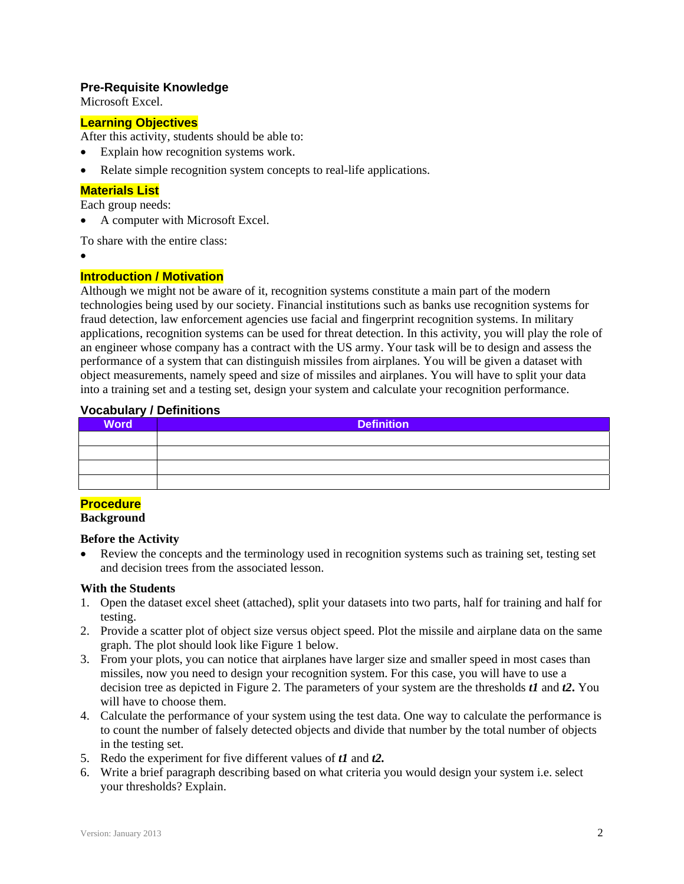### Pre-Requisite Knowledge

Microsoft Excel.

### Learning Objectives

After this activity, students should be able to:

- Explain how recognition systems work.
- Relate simple recognition system concepts to real-life applications.

### Materials List

Each group needs:

- A computer with Microsoft Excel.

To share with the entire class:

- 

### Introduction / Motivation

Although we might not be aware of it, recognition systems constitute a main part of the modern technologies being used by our society. Financial institutions such as banks use recognition systems for fraud detection, law enforcement agencies use facial and fingerprint recognition systems. In military applications, recognition systems can be used for threat detection. In this activity, you will play the role of an engineer whose company has a contract with the US army. Your task will be to design and assess the performance of a system that can distinguish missiles from airplanes. You will be given a dataset with object measurements, namely speed and size of missiles and airplanes. You will have to split your data into a training set and a testing set, design your system and calculate your recognition performance.

### Vocabulary / Definitions

| Word | Definition |
|---|---|
| | |
| | |
| | |
| | |

### Procedure

**Background**

**Before the Activity**

- Review the concepts and the terminology used in recognition systems such as training set, testing set and decision trees from the associated lesson.

**With the Students**

1. Open the dataset excel sheet (attached), split your datasets into two parts, half for training and half for testing.
2. Provide a scatter plot of object size versus object speed. Plot the missile and airplane data on the same graph. The plot should look like Figure 1 below.
3. From your plots, you can notice that airplanes have larger size and smaller speed in most cases than missiles, now you need to design your recognition system. For this case, you will have to use a decision tree as depicted in Figure 2. The parameters of your system are the thresholds ***t1*** and ***t2***. You will have to choose them.
4. Calculate the performance of your system using the test data. One way to calculate the performance is to count the number of falsely detected objects and divide that number by the total number of objects in the testing set.
5. Redo the experiment for five different values of ***t1*** and ***t2***.
6. Write a brief paragraph describing based on what criteria you would design your system i.e. select your thresholds? Explain.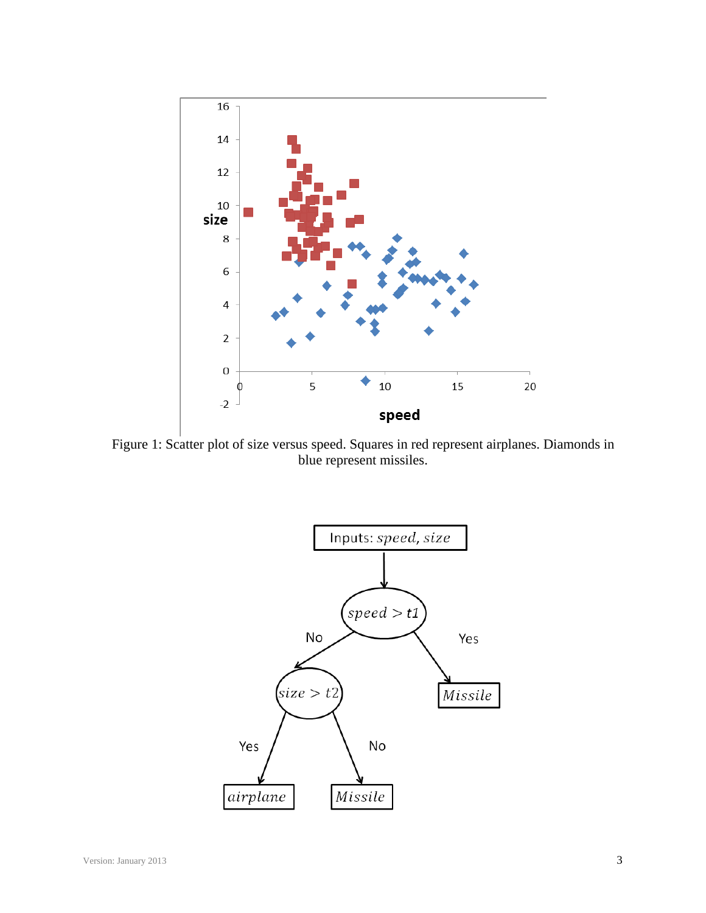Figure 1: Scatter plot of size versus speed. Squares in red represent airplanes. Diamonds in blue represent missiles.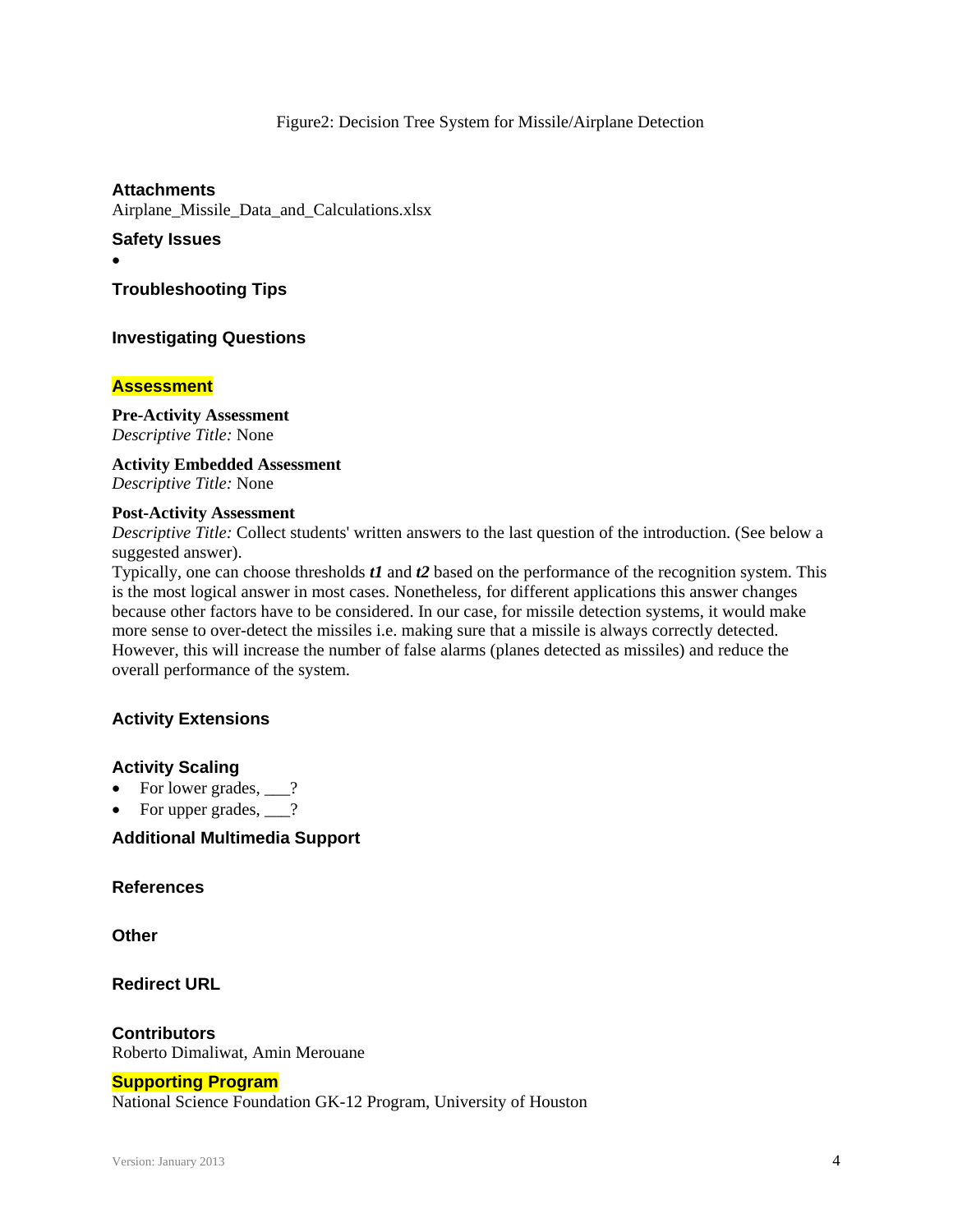Figure2: Decision Tree System for Missile/Airplane Detection

## Attachments

Airplane_Missile_Data_and_Calculations.xlsx

## Safety Issues

- 

## Troubleshooting Tips

## Investigating Questions

## Assessment

**Pre-Activity Assessment**
*Descriptive Title:* None

**Activity Embedded Assessment**
*Descriptive Title:* None

**Post-Activity Assessment**
*Descriptive Title:* Collect students' written answers to the last question of the introduction. (See below a suggested answer).
Typically, one can choose thresholds ***t1*** and ***t2*** based on the performance of the recognition system. This is the most logical answer in most cases. Nonetheless, for different applications this answer changes because other factors have to be considered. In our case, for missile detection systems, it would make more sense to over-detect the missiles i.e. making sure that a missile is always correctly detected. However, this will increase the number of false alarms (planes detected as missiles) and reduce the overall performance of the system.

## Activity Extensions

## Activity Scaling

- For lower grades, ___?
- For upper grades, ___?

## Additional Multimedia Support

## References

## Other

## Redirect URL

## Contributors

Roberto Dimaliwat, Amin Merouane

## Supporting Program

National Science Foundation GK-12 Program, University of Houston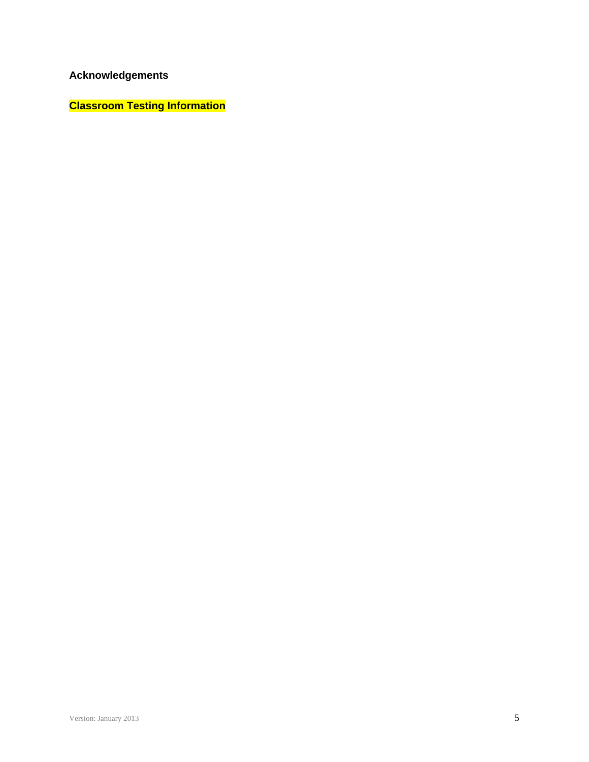**Acknowledgements**

**Classroom Testing Information**